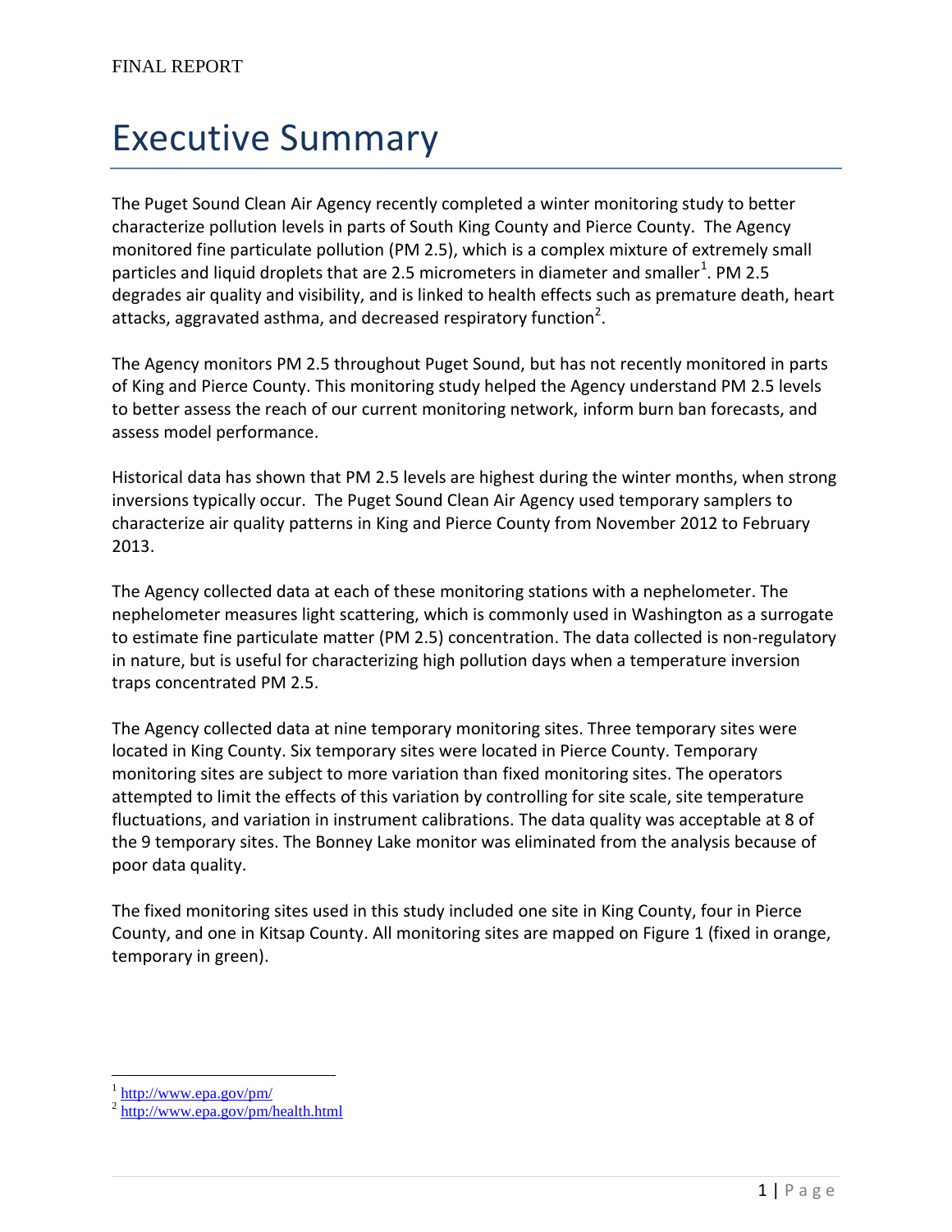FINAL REPORT

# Executive Summary

The Puget Sound Clean Air Agency recently completed a winter monitoring study to better characterize pollution levels in parts of South King County and Pierce County. The Agency monitored fine particulate pollution (PM 2.5), which is a complex mixture of extremely small particles and liquid droplets that are 2.5 micrometers in diameter and smaller[1]. PM 2.5 degrades air quality and visibility, and is linked to health effects such as premature death, heart attacks, aggravated asthma, and decreased respiratory function[2].

The Agency monitors PM 2.5 throughout Puget Sound, but has not recently monitored in parts of King and Pierce County. This monitoring study helped the Agency understand PM 2.5 levels to better assess the reach of our current monitoring network, inform burn ban forecasts, and assess model performance.

Historical data has shown that PM 2.5 levels are highest during the winter months, when strong inversions typically occur. The Puget Sound Clean Air Agency used temporary samplers to characterize air quality patterns in King and Pierce County from November 2012 to February 2013.

The Agency collected data at each of these monitoring stations with a nephelometer. The nephelometer measures light scattering, which is commonly used in Washington as a surrogate to estimate fine particulate matter (PM 2.5) concentration. The data collected is non-regulatory in nature, but is useful for characterizing high pollution days when a temperature inversion traps concentrated PM 2.5.

The Agency collected data at nine temporary monitoring sites. Three temporary sites were located in King County. Six temporary sites were located in Pierce County. Temporary monitoring sites are subject to more variation than fixed monitoring sites. The operators attempted to limit the effects of this variation by controlling for site scale, site temperature fluctuations, and variation in instrument calibrations. The data quality was acceptable at 8 of the 9 temporary sites. The Bonney Lake monitor was eliminated from the analysis because of poor data quality.

The fixed monitoring sites used in this study included one site in King County, four in Pierce County, and one in Kitsap County. All monitoring sites are mapped on Figure 1 (fixed in orange, temporary in green).

[1] http://www.epa.gov/pm/

[2] http://www.epa.gov/pm/health.html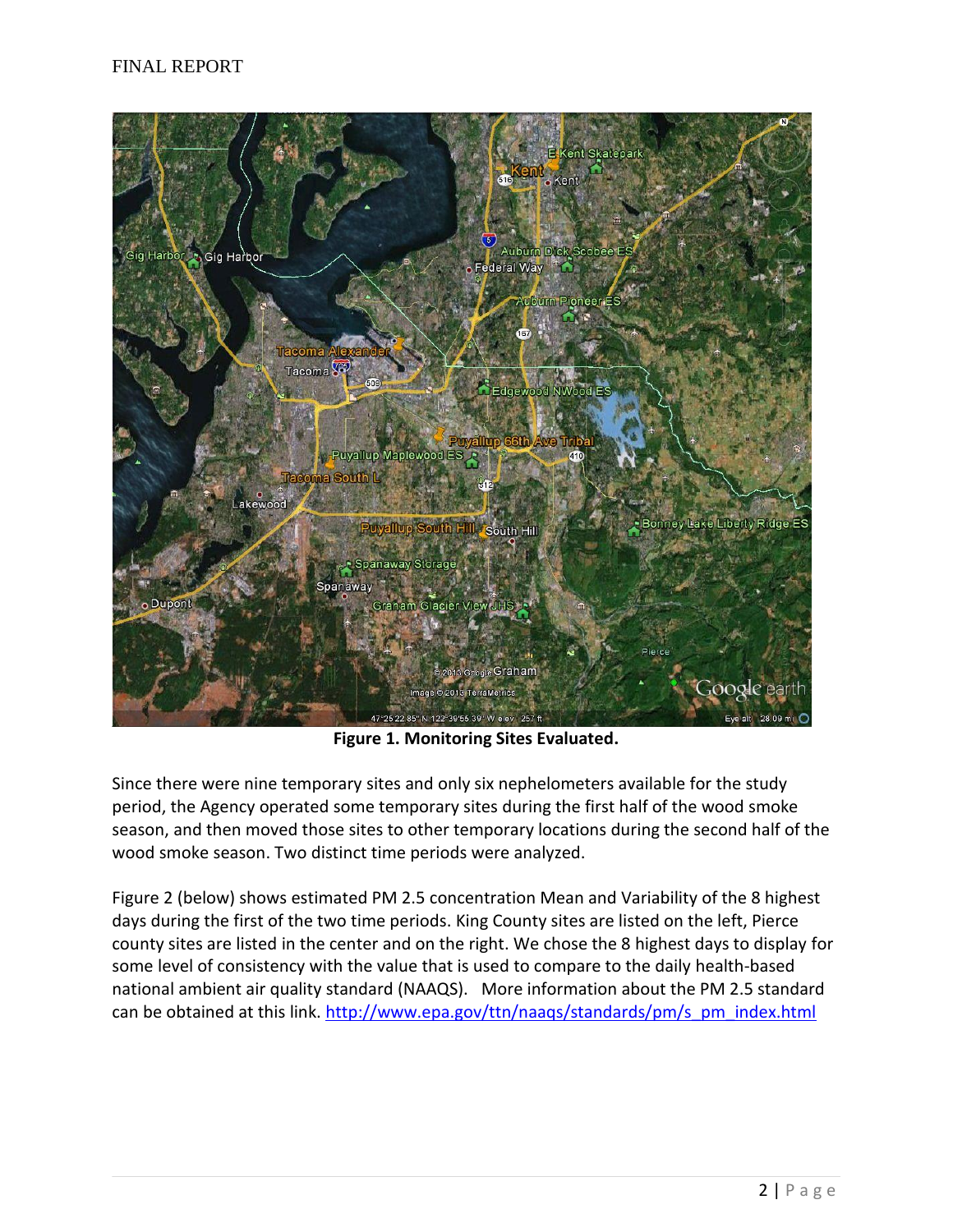Figure 1. Monitoring Sites Evaluated.

Since there were nine temporary sites and only six nephelometers available for the study period, the Agency operated some temporary sites during the first half of the wood smoke season, and then moved those sites to other temporary locations during the second half of the wood smoke season. Two distinct time periods were analyzed.

Figure 2 (below) shows estimated PM 2.5 concentration Mean and Variability of the 8 highest days during the first of the two time periods. King County sites are listed on the left, Pierce county sites are listed in the center and on the right. We chose the 8 highest days to display for some level of consistency with the value that is used to compare to the daily health-based national ambient air quality standard (NAAQS). More information about the PM 2.5 standard can be obtained at this link. http://www.epa.gov/ttn/naaqs/standards/pm/s_pm_index.html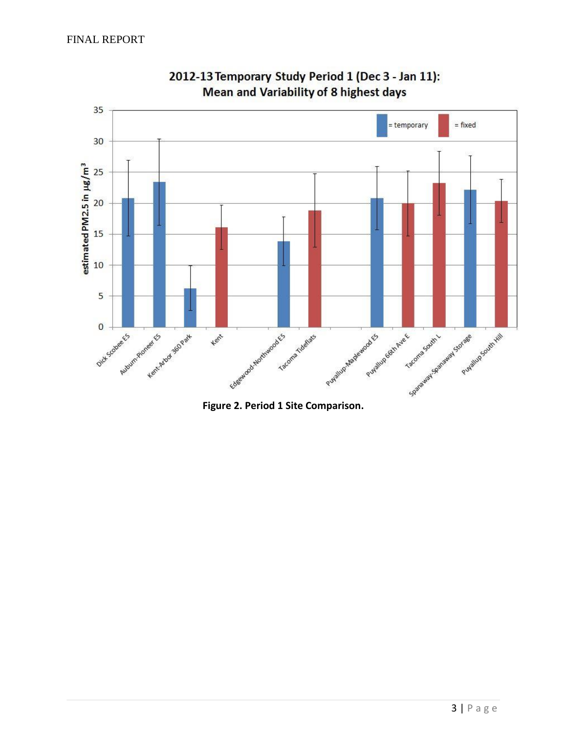Figure 2. Period 1 Site Comparison.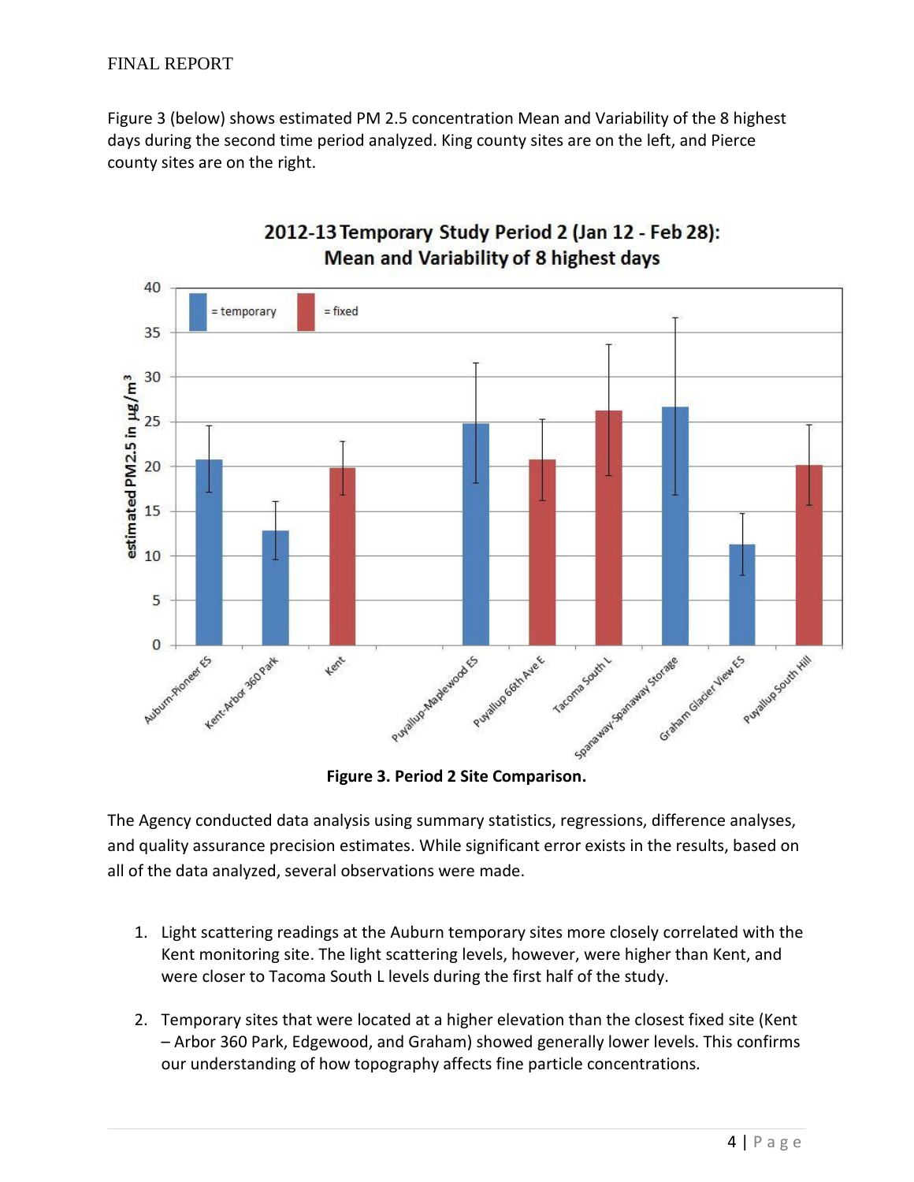Figure 3 (below) shows estimated PM 2.5 concentration Mean and Variability of the 8 highest days during the second time period analyzed. King county sites are on the left, and Pierce county sites are on the right.

**Figure 3. Period 2 Site Comparison.**

The Agency conducted data analysis using summary statistics, regressions, difference analyses, and quality assurance precision estimates. While significant error exists in the results, based on all of the data analyzed, several observations were made.

1. Light scattering readings at the Auburn temporary sites more closely correlated with the Kent monitoring site. The light scattering levels, however, were higher than Kent, and were closer to Tacoma South L levels during the first half of the study.
2. Temporary sites that were located at a higher elevation than the closest fixed site (Kent – Arbor 360 Park, Edgewood, and Graham) showed generally lower levels. This confirms our understanding of how topography affects fine particle concentrations.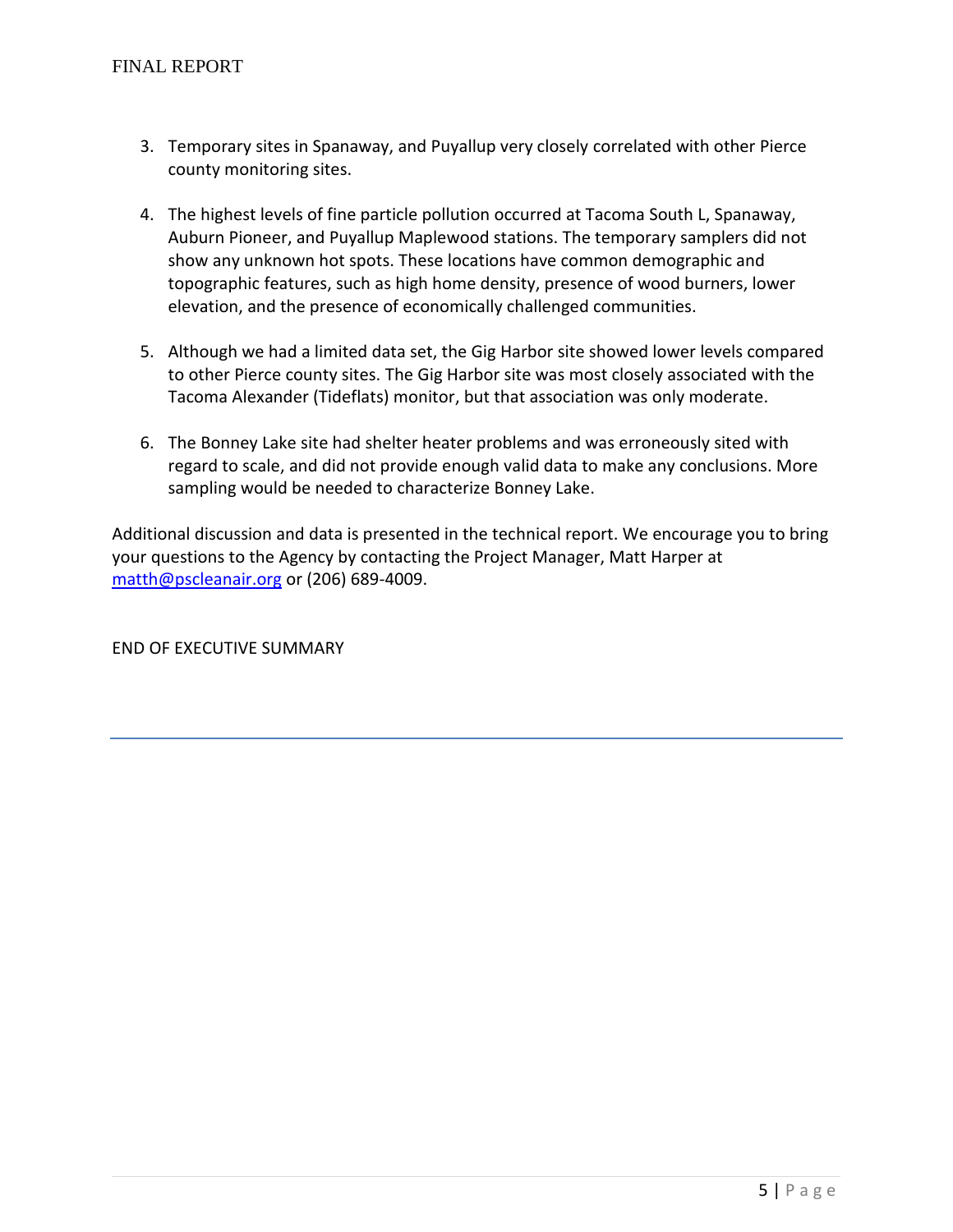3. Temporary sites in Spanaway, and Puyallup very closely correlated with other Pierce county monitoring sites.

4. The highest levels of fine particle pollution occurred at Tacoma South L, Spanaway, Auburn Pioneer, and Puyallup Maplewood stations. The temporary samplers did not show any unknown hot spots. These locations have common demographic and topographic features, such as high home density, presence of wood burners, lower elevation, and the presence of economically challenged communities.

5. Although we had a limited data set, the Gig Harbor site showed lower levels compared to other Pierce county sites. The Gig Harbor site was most closely associated with the Tacoma Alexander (Tideflats) monitor, but that association was only moderate.

6. The Bonney Lake site had shelter heater problems and was erroneously sited with regard to scale, and did not provide enough valid data to make any conclusions. More sampling would be needed to characterize Bonney Lake.

Additional discussion and data is presented in the technical report. We encourage you to bring your questions to the Agency by contacting the Project Manager, Matt Harper at matth@pscleanair.org or (206) 689-4009.

END OF EXECUTIVE SUMMARY